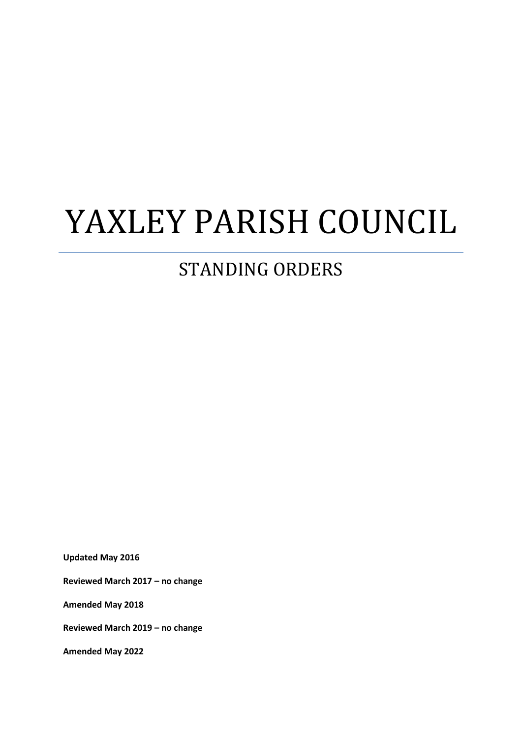# YAXLEY PARISH COUNCIL

## STANDING ORDERS

**Updated May 2016**

**Reviewed March 2017 – no change**

**Amended May 2018**

**Reviewed March 2019 – no change**

**Amended May 2022**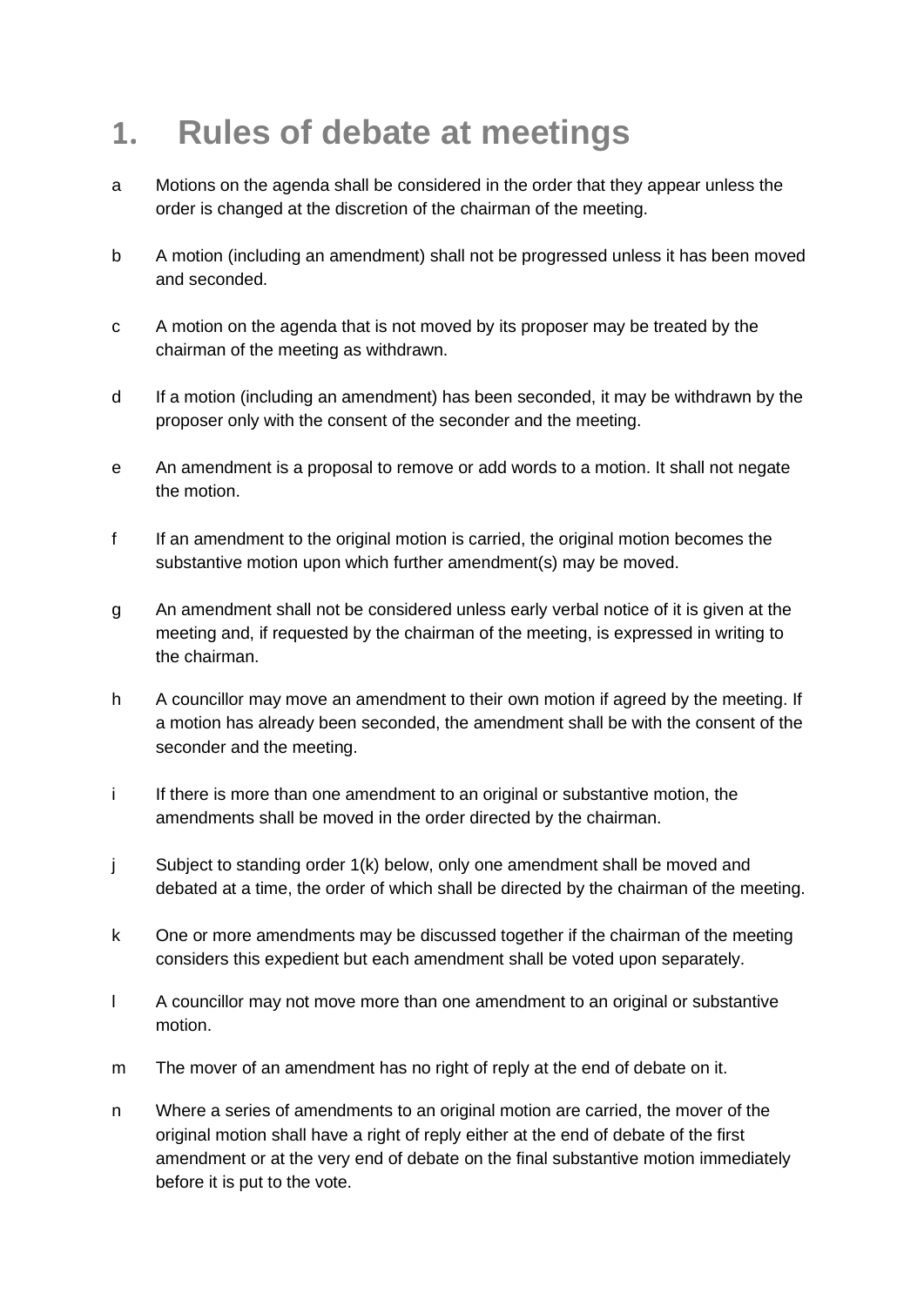# 1. Rules of debate at meetings

a Motions on the agenda shall be considered in the order that they appear unless the order is changed at the discretion of the chairman of the meeting.

b A motion (including an amendment) shall not be progressed unless it has been moved and seconded.

c A motion on the agenda that is not moved by its proposer may be treated by the chairman of the meeting as withdrawn.

d If a motion (including an amendment) has been seconded, it may be withdrawn by the proposer only with the consent of the seconder and the meeting.

e An amendment is a proposal to remove or add words to a motion. It shall not negate the motion.

f If an amendment to the original motion is carried, the original motion becomes the substantive motion upon which further amendment(s) may be moved.

g An amendment shall not be considered unless early verbal notice of it is given at the meeting and, if requested by the chairman of the meeting, is expressed in writing to the chairman.

h A councillor may move an amendment to their own motion if agreed by the meeting. If a motion has already been seconded, the amendment shall be with the consent of the seconder and the meeting.

i If there is more than one amendment to an original or substantive motion, the amendments shall be moved in the order directed by the chairman.

j Subject to standing order 1(k) below, only one amendment shall be moved and debated at a time, the order of which shall be directed by the chairman of the meeting.

k One or more amendments may be discussed together if the chairman of the meeting considers this expedient but each amendment shall be voted upon separately.

l A councillor may not move more than one amendment to an original or substantive motion.

m The mover of an amendment has no right of reply at the end of debate on it.

n Where a series of amendments to an original motion are carried, the mover of the original motion shall have a right of reply either at the end of debate of the first amendment or at the very end of debate on the final substantive motion immediately before it is put to the vote.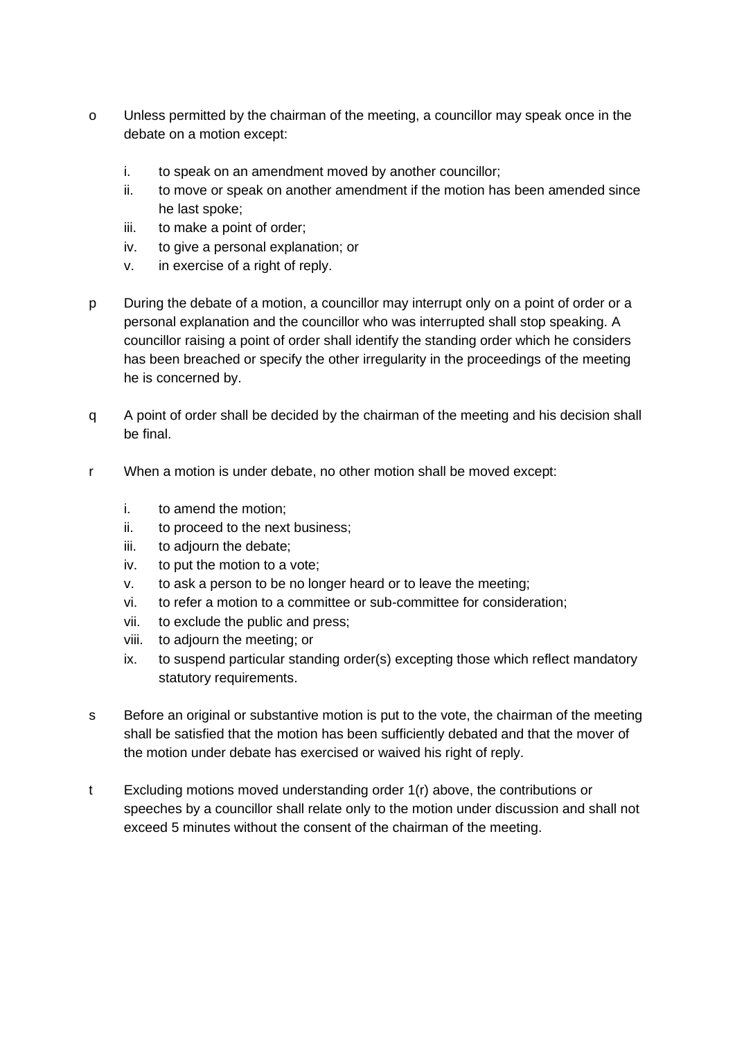o Unless permitted by the chairman of the meeting, a councillor may speak once in the debate on a motion except:

   i. to speak on an amendment moved by another councillor;
   ii. to move or speak on another amendment if the motion has been amended since he last spoke;
   iii. to make a point of order;
   iv. to give a personal explanation; or
   v. in exercise of a right of reply.

p During the debate of a motion, a councillor may interrupt only on a point of order or a personal explanation and the councillor who was interrupted shall stop speaking. A councillor raising a point of order shall identify the standing order which he considers has been breached or specify the other irregularity in the proceedings of the meeting he is concerned by.

q A point of order shall be decided by the chairman of the meeting and his decision shall be final.

r When a motion is under debate, no other motion shall be moved except:

   i. to amend the motion;
   ii. to proceed to the next business;
   iii. to adjourn the debate;
   iv. to put the motion to a vote;
   v. to ask a person to be no longer heard or to leave the meeting;
   vi. to refer a motion to a committee or sub-committee for consideration;
   vii. to exclude the public and press;
   viii. to adjourn the meeting; or
   ix. to suspend particular standing order(s) excepting those which reflect mandatory statutory requirements.

s Before an original or substantive motion is put to the vote, the chairman of the meeting shall be satisfied that the motion has been sufficiently debated and that the mover of the motion under debate has exercised or waived his right of reply.

t Excluding motions moved understanding order 1(r) above, the contributions or speeches by a councillor shall relate only to the motion under discussion and shall not exceed 5 minutes without the consent of the chairman of the meeting.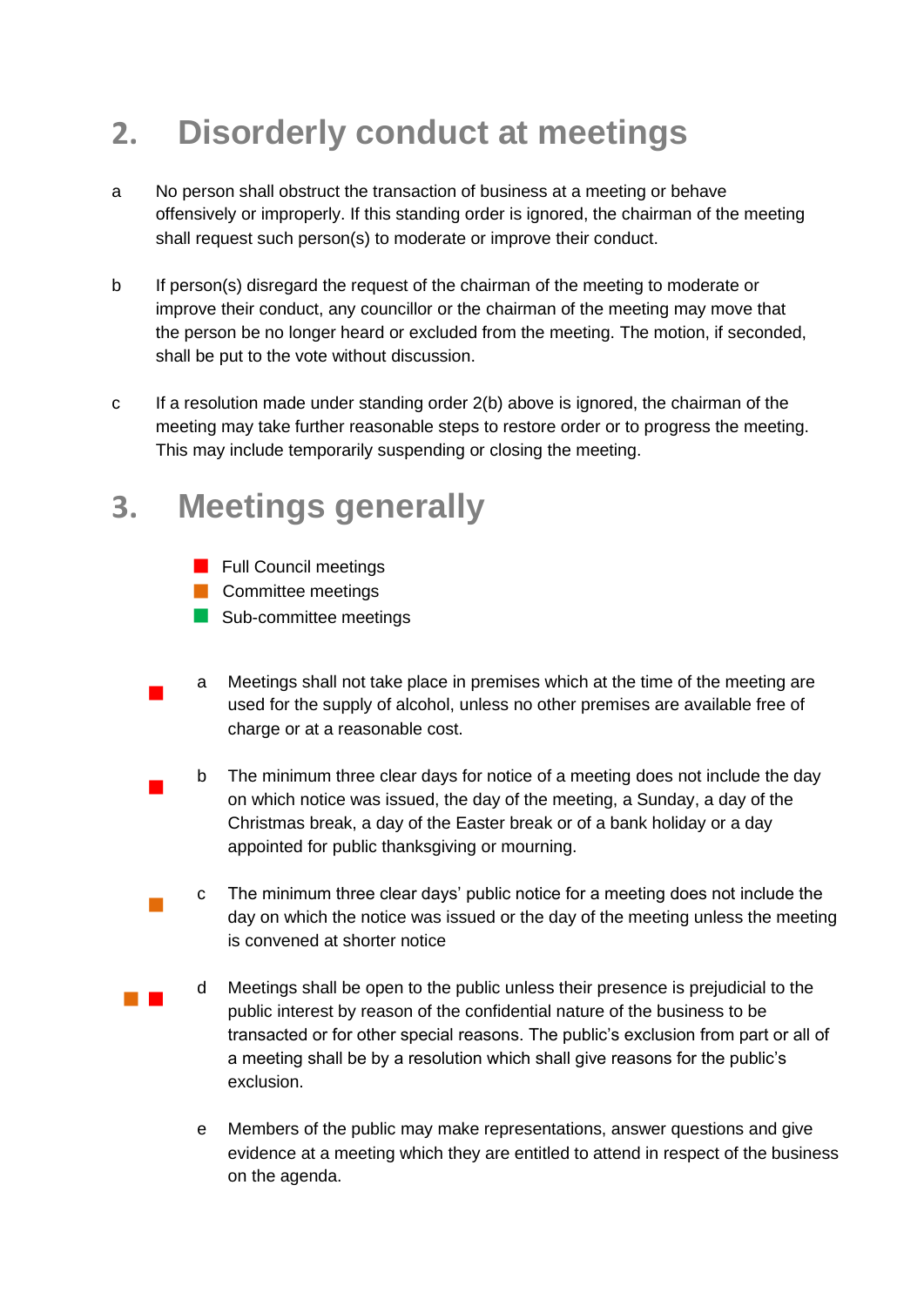## 2. Disorderly conduct at meetings

a No person shall obstruct the transaction of business at a meeting or behave offensively or improperly. If this standing order is ignored, the chairman of the meeting shall request such person(s) to moderate or improve their conduct.

b If person(s) disregard the request of the chairman of the meeting to moderate or improve their conduct, any councillor or the chairman of the meeting may move that the person be no longer heard or excluded from the meeting. The motion, if seconded, shall be put to the vote without discussion.

c If a resolution made under standing order 2(b) above is ignored, the chairman of the meeting may take further reasonable steps to restore order or to progress the meeting. This may include temporarily suspending or closing the meeting.

## 3. Meetings generally

- ■ (red) Full Council meetings
- ■ (orange) Committee meetings
- ■ (green) Sub-committee meetings

■ (red) a Meetings shall not take place in premises which at the time of the meeting are used for the supply of alcohol, unless no other premises are available free of charge or at a reasonable cost.

■ (red) b The minimum three clear days for notice of a meeting does not include the day on which notice was issued, the day of the meeting, a Sunday, a day of the Christmas break, a day of the Easter break or of a bank holiday or a day appointed for public thanksgiving or mourning.

■ (orange) c The minimum three clear days' public notice for a meeting does not include the day on which the notice was issued or the day of the meeting unless the meeting is convened at shorter notice

■ (orange) ■ (red) d Meetings shall be open to the public unless their presence is prejudicial to the public interest by reason of the confidential nature of the business to be transacted or for other special reasons. The public's exclusion from part or all of a meeting shall be by a resolution which shall give reasons for the public's exclusion.

e Members of the public may make representations, answer questions and give evidence at a meeting which they are entitled to attend in respect of the business on the agenda.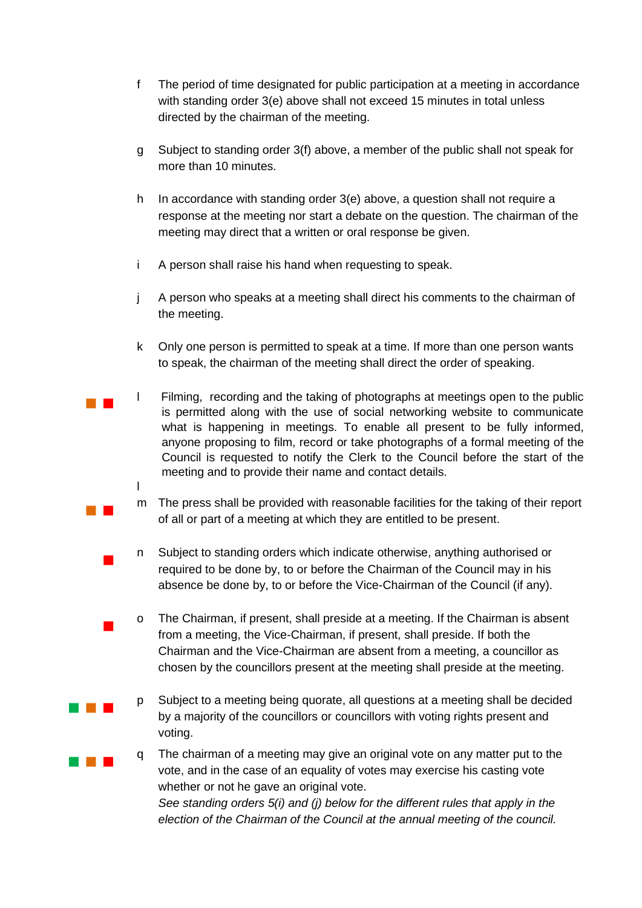f The period of time designated for public participation at a meeting in accordance with standing order 3(e) above shall not exceed 15 minutes in total unless directed by the chairman of the meeting.

g Subject to standing order 3(f) above, a member of the public shall not speak for more than 10 minutes.

h In accordance with standing order 3(e) above, a question shall not require a response at the meeting nor start a debate on the question. The chairman of the meeting may direct that a written or oral response be given.

i A person shall raise his hand when requesting to speak.

j A person who speaks at a meeting shall direct his comments to the chairman of the meeting.

k Only one person is permitted to speak at a time. If more than one person wants to speak, the chairman of the meeting shall direct the order of speaking.

l Filming, recording and the taking of photographs at meetings open to the public is permitted along with the use of social networking website to communicate what is happening in meetings. To enable all present to be fully informed, anyone proposing to film, record or take photographs of a formal meeting of the Council is requested to notify the Clerk to the Council before the start of the meeting and to provide their name and contact details.

l

m The press shall be provided with reasonable facilities for the taking of their report of all or part of a meeting at which they are entitled to be present.

n Subject to standing orders which indicate otherwise, anything authorised or required to be done by, to or before the Chairman of the Council may in his absence be done by, to or before the Vice-Chairman of the Council (if any).

o The Chairman, if present, shall preside at a meeting. If the Chairman is absent from a meeting, the Vice-Chairman, if present, shall preside. If both the Chairman and the Vice-Chairman are absent from a meeting, a councillor as chosen by the councillors present at the meeting shall preside at the meeting.

p Subject to a meeting being quorate, all questions at a meeting shall be decided by a majority of the councillors or councillors with voting rights present and voting.

q The chairman of a meeting may give an original vote on any matter put to the vote, and in the case of an equality of votes may exercise his casting vote whether or not he gave an original vote.
*See standing orders 5(i) and (j) below for the different rules that apply in the election of the Chairman of the Council at the annual meeting of the council.*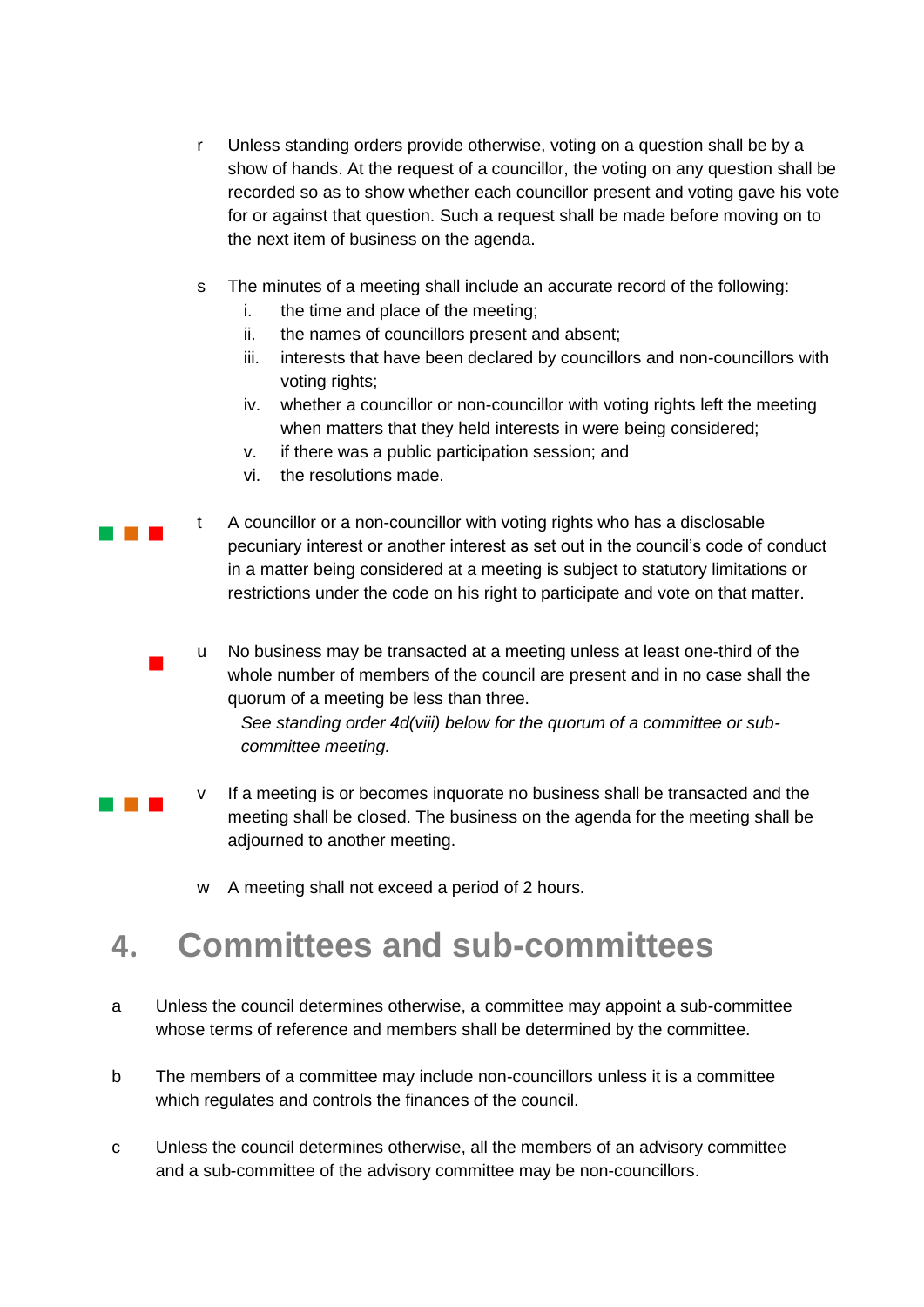r Unless standing orders provide otherwise, voting on a question shall be by a show of hands. At the request of a councillor, the voting on any question shall be recorded so as to show whether each councillor present and voting gave his vote for or against that question. Such a request shall be made before moving on to the next item of business on the agenda.

s The minutes of a meeting shall include an accurate record of the following:

i. the time and place of the meeting;
ii. the names of councillors present and absent;
iii. interests that have been declared by councillors and non-councillors with voting rights;
iv. whether a councillor or non-councillor with voting rights left the meeting when matters that they held interests in were being considered;
v. if there was a public participation session; and
vi. the resolutions made.

t A councillor or a non-councillor with voting rights who has a disclosable pecuniary interest or another interest as set out in the council's code of conduct in a matter being considered at a meeting is subject to statutory limitations or restrictions under the code on his right to participate and vote on that matter.

u No business may be transacted at a meeting unless at least one-third of the whole number of members of the council are present and in no case shall the quorum of a meeting be less than three.

*See standing order 4d(viii) below for the quorum of a committee or sub-committee meeting.*

v If a meeting is or becomes inquorate no business shall be transacted and the meeting shall be closed. The business on the agenda for the meeting shall be adjourned to another meeting.

w A meeting shall not exceed a period of 2 hours.

# 4. Committees and sub-committees

a Unless the council determines otherwise, a committee may appoint a sub-committee whose terms of reference and members shall be determined by the committee.

b The members of a committee may include non-councillors unless it is a committee which regulates and controls the finances of the council.

c Unless the council determines otherwise, all the members of an advisory committee and a sub-committee of the advisory committee may be non-councillors.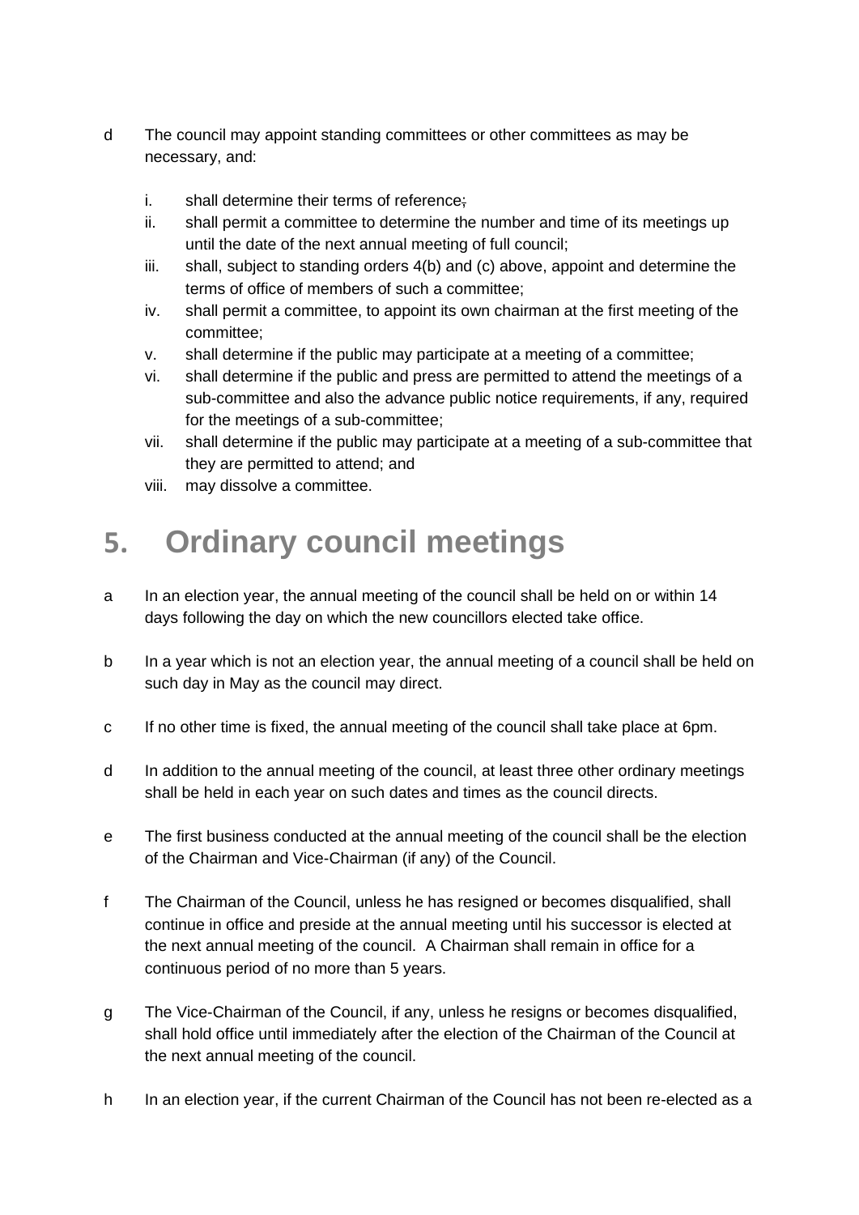d The council may appoint standing committees or other committees as may be necessary, and:

   i. shall determine their terms of reference;
   ii. shall permit a committee to determine the number and time of its meetings up until the date of the next annual meeting of full council;
   iii. shall, subject to standing orders 4(b) and (c) above, appoint and determine the terms of office of members of such a committee;
   iv. shall permit a committee, to appoint its own chairman at the first meeting of the committee;
   v. shall determine if the public may participate at a meeting of a committee;
   vi. shall determine if the public and press are permitted to attend the meetings of a sub-committee and also the advance public notice requirements, if any, required for the meetings of a sub-committee;
   vii. shall determine if the public may participate at a meeting of a sub-committee that they are permitted to attend; and
   viii. may dissolve a committee.

# 5. Ordinary council meetings

a In an election year, the annual meeting of the council shall be held on or within 14 days following the day on which the new councillors elected take office.

b In a year which is not an election year, the annual meeting of a council shall be held on such day in May as the council may direct.

c If no other time is fixed, the annual meeting of the council shall take place at 6pm.

d In addition to the annual meeting of the council, at least three other ordinary meetings shall be held in each year on such dates and times as the council directs.

e The first business conducted at the annual meeting of the council shall be the election of the Chairman and Vice-Chairman (if any) of the Council.

f The Chairman of the Council, unless he has resigned or becomes disqualified, shall continue in office and preside at the annual meeting until his successor is elected at the next annual meeting of the council. A Chairman shall remain in office for a continuous period of no more than 5 years.

g The Vice-Chairman of the Council, if any, unless he resigns or becomes disqualified, shall hold office until immediately after the election of the Chairman of the Council at the next annual meeting of the council.

h In an election year, if the current Chairman of the Council has not been re-elected as a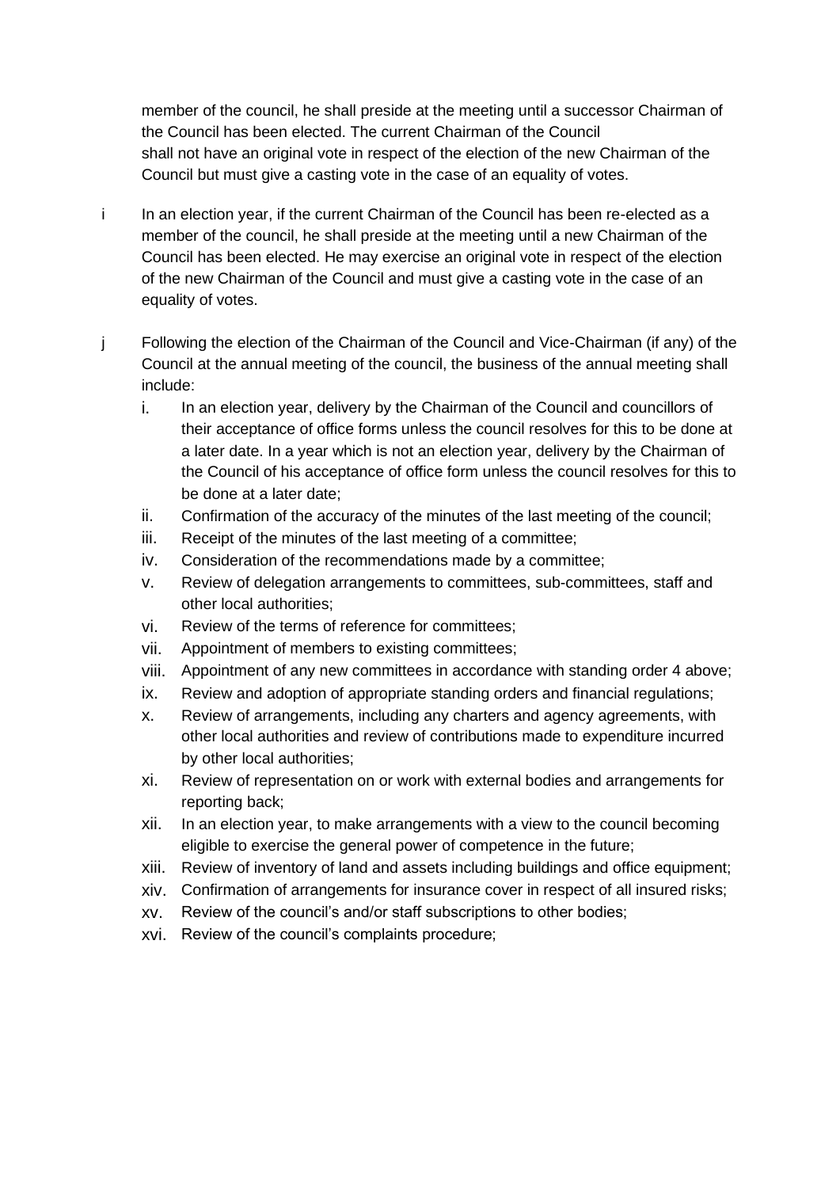member of the council, he shall preside at the meeting until a successor Chairman of the Council has been elected. The current Chairman of the Council shall not have an original vote in respect of the election of the new Chairman of the Council but must give a casting vote in the case of an equality of votes.

i In an election year, if the current Chairman of the Council has been re-elected as a member of the council, he shall preside at the meeting until a new Chairman of the Council has been elected. He may exercise an original vote in respect of the election of the new Chairman of the Council and must give a casting vote in the case of an equality of votes.

j Following the election of the Chairman of the Council and Vice-Chairman (if any) of the Council at the annual meeting of the council, the business of the annual meeting shall include:

  i. In an election year, delivery by the Chairman of the Council and councillors of their acceptance of office forms unless the council resolves for this to be done at a later date. In a year which is not an election year, delivery by the Chairman of the Council of his acceptance of office form unless the council resolves for this to be done at a later date;
  ii. Confirmation of the accuracy of the minutes of the last meeting of the council;
  iii. Receipt of the minutes of the last meeting of a committee;
  iv. Consideration of the recommendations made by a committee;
  v. Review of delegation arrangements to committees, sub-committees, staff and other local authorities;
  vi. Review of the terms of reference for committees;
  vii. Appointment of members to existing committees;
  viii. Appointment of any new committees in accordance with standing order 4 above;
  ix. Review and adoption of appropriate standing orders and financial regulations;
  x. Review of arrangements, including any charters and agency agreements, with other local authorities and review of contributions made to expenditure incurred by other local authorities;
  xi. Review of representation on or work with external bodies and arrangements for reporting back;
  xii. In an election year, to make arrangements with a view to the council becoming eligible to exercise the general power of competence in the future;
  xiii. Review of inventory of land and assets including buildings and office equipment;
  xiv. Confirmation of arrangements for insurance cover in respect of all insured risks;
  xv. Review of the council's and/or staff subscriptions to other bodies;
  xvi. Review of the council's complaints procedure;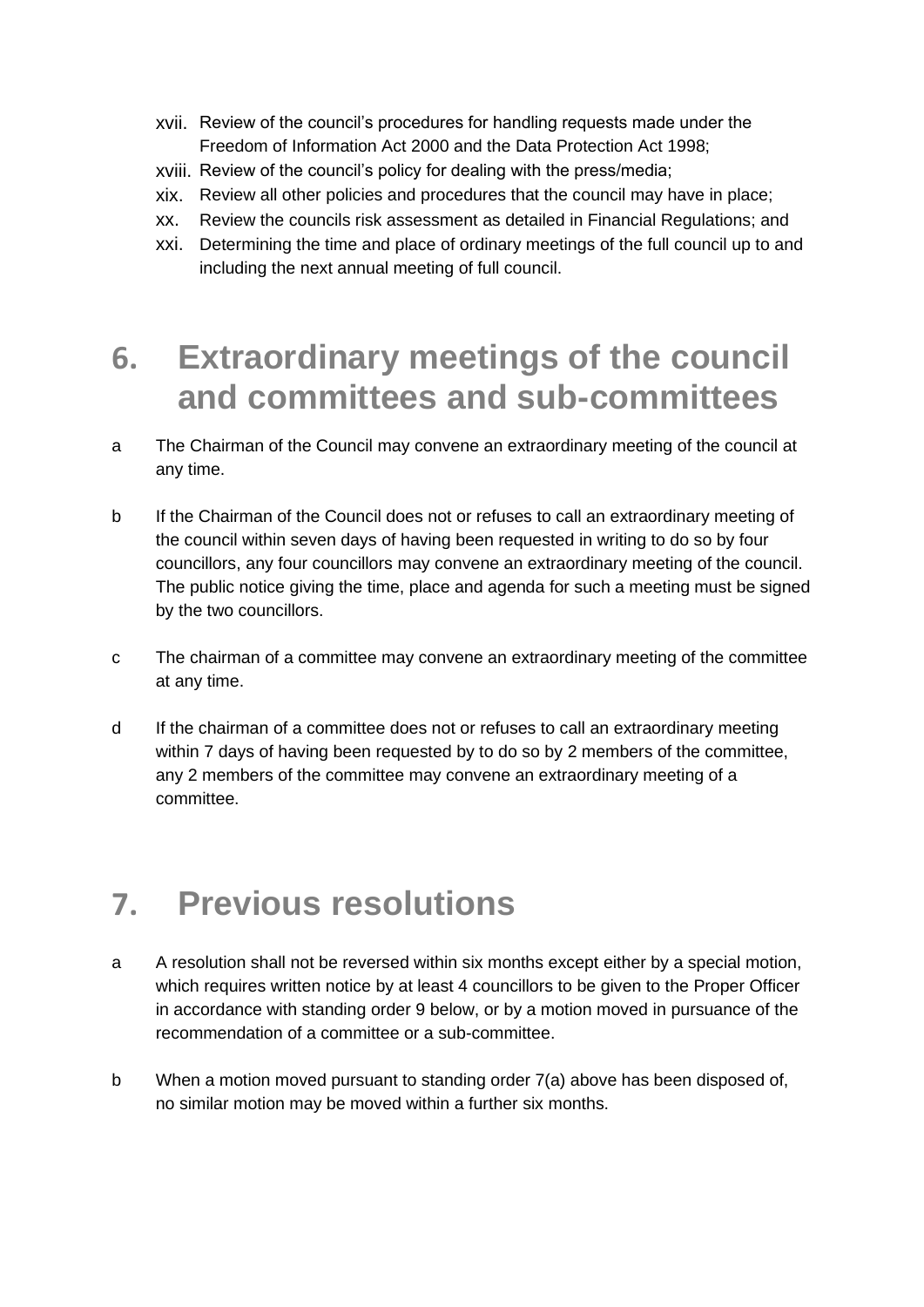xvii. Review of the council's procedures for handling requests made under the Freedom of Information Act 2000 and the Data Protection Act 1998;

xviii. Review of the council's policy for dealing with the press/media;

xix. Review all other policies and procedures that the council may have in place;

xx. Review the councils risk assessment as detailed in Financial Regulations; and

xxi. Determining the time and place of ordinary meetings of the full council up to and including the next annual meeting of full council.

## 6. Extraordinary meetings of the council and committees and sub-committees

a The Chairman of the Council may convene an extraordinary meeting of the council at any time.

b If the Chairman of the Council does not or refuses to call an extraordinary meeting of the council within seven days of having been requested in writing to do so by four councillors, any four councillors may convene an extraordinary meeting of the council. The public notice giving the time, place and agenda for such a meeting must be signed by the two councillors.

c The chairman of a committee may convene an extraordinary meeting of the committee at any time.

d If the chairman of a committee does not or refuses to call an extraordinary meeting within 7 days of having been requested by to do so by 2 members of the committee, any 2 members of the committee may convene an extraordinary meeting of a committee.

## 7. Previous resolutions

a A resolution shall not be reversed within six months except either by a special motion, which requires written notice by at least 4 councillors to be given to the Proper Officer in accordance with standing order 9 below, or by a motion moved in pursuance of the recommendation of a committee or a sub-committee.

b When a motion moved pursuant to standing order 7(a) above has been disposed of, no similar motion may be moved within a further six months.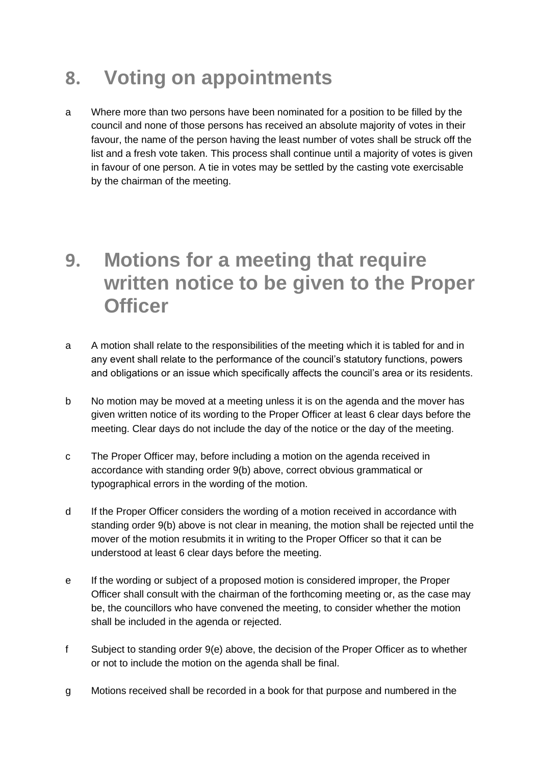## 8. Voting on appointments

a Where more than two persons have been nominated for a position to be filled by the council and none of those persons has received an absolute majority of votes in their favour, the name of the person having the least number of votes shall be struck off the list and a fresh vote taken. This process shall continue until a majority of votes is given in favour of one person. A tie in votes may be settled by the casting vote exercisable by the chairman of the meeting.

## 9. Motions for a meeting that require written notice to be given to the Proper Officer

a A motion shall relate to the responsibilities of the meeting which it is tabled for and in any event shall relate to the performance of the council's statutory functions, powers and obligations or an issue which specifically affects the council's area or its residents.

b No motion may be moved at a meeting unless it is on the agenda and the mover has given written notice of its wording to the Proper Officer at least 6 clear days before the meeting. Clear days do not include the day of the notice or the day of the meeting.

c The Proper Officer may, before including a motion on the agenda received in accordance with standing order 9(b) above, correct obvious grammatical or typographical errors in the wording of the motion.

d If the Proper Officer considers the wording of a motion received in accordance with standing order 9(b) above is not clear in meaning, the motion shall be rejected until the mover of the motion resubmits it in writing to the Proper Officer so that it can be understood at least 6 clear days before the meeting.

e If the wording or subject of a proposed motion is considered improper, the Proper Officer shall consult with the chairman of the forthcoming meeting or, as the case may be, the councillors who have convened the meeting, to consider whether the motion shall be included in the agenda or rejected.

f Subject to standing order 9(e) above, the decision of the Proper Officer as to whether or not to include the motion on the agenda shall be final.

g Motions received shall be recorded in a book for that purpose and numbered in the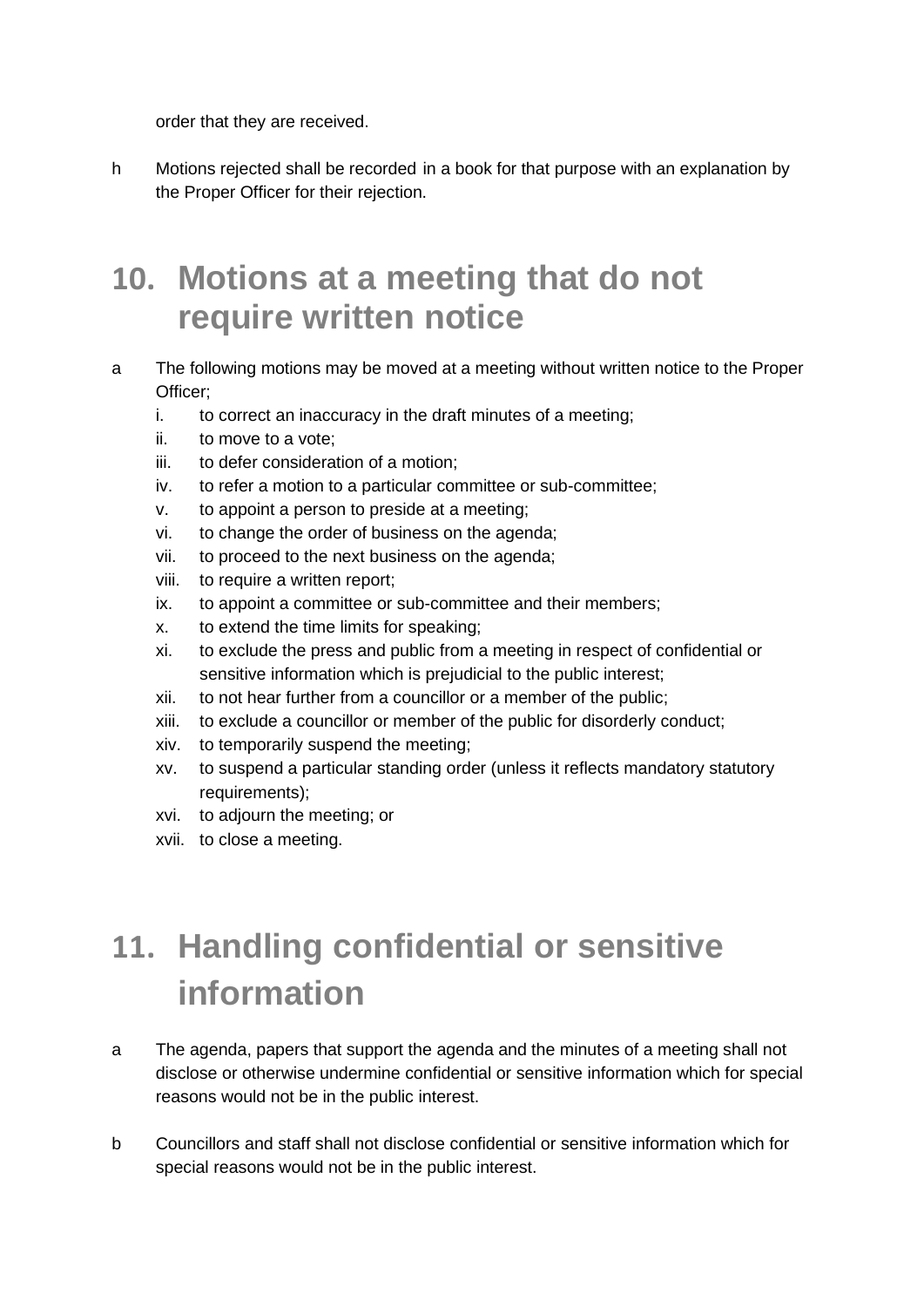order that they are received.

h Motions rejected shall be recorded in a book for that purpose with an explanation by the Proper Officer for their rejection.

## 10. Motions at a meeting that do not require written notice

a The following motions may be moved at a meeting without written notice to the Proper Officer;

i. to correct an inaccuracy in the draft minutes of a meeting;
ii. to move to a vote;
iii. to defer consideration of a motion;
iv. to refer a motion to a particular committee or sub-committee;
v. to appoint a person to preside at a meeting;
vi. to change the order of business on the agenda;
vii. to proceed to the next business on the agenda;
viii. to require a written report;
ix. to appoint a committee or sub-committee and their members;
x. to extend the time limits for speaking;
xi. to exclude the press and public from a meeting in respect of confidential or sensitive information which is prejudicial to the public interest;
xii. to not hear further from a councillor or a member of the public;
xiii. to exclude a councillor or member of the public for disorderly conduct;
xiv. to temporarily suspend the meeting;
xv. to suspend a particular standing order (unless it reflects mandatory statutory requirements);
xvi. to adjourn the meeting; or
xvii. to close a meeting.

## 11. Handling confidential or sensitive information

a The agenda, papers that support the agenda and the minutes of a meeting shall not disclose or otherwise undermine confidential or sensitive information which for special reasons would not be in the public interest.

b Councillors and staff shall not disclose confidential or sensitive information which for special reasons would not be in the public interest.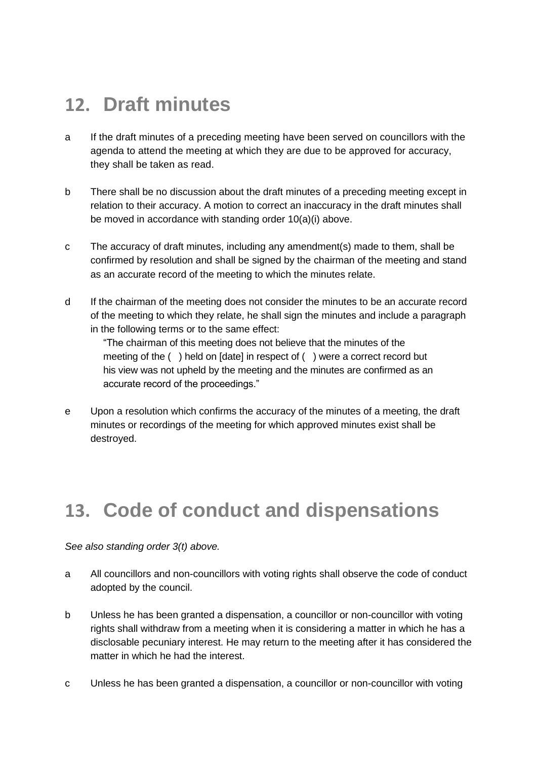## 12. Draft minutes

a  If the draft minutes of a preceding meeting have been served on councillors with the agenda to attend the meeting at which they are due to be approved for accuracy, they shall be taken as read.

b  There shall be no discussion about the draft minutes of a preceding meeting except in relation to their accuracy. A motion to correct an inaccuracy in the draft minutes shall be moved in accordance with standing order 10(a)(i) above.

c  The accuracy of draft minutes, including any amendment(s) made to them, shall be confirmed by resolution and shall be signed by the chairman of the meeting and stand as an accurate record of the meeting to which the minutes relate.

d  If the chairman of the meeting does not consider the minutes to be an accurate record of the meeting to which they relate, he shall sign the minutes and include a paragraph in the following terms or to the same effect:

> "The chairman of this meeting does not believe that the minutes of the meeting of the ( ) held on [date] in respect of ( ) were a correct record but his view was not upheld by the meeting and the minutes are confirmed as an accurate record of the proceedings."

e  Upon a resolution which confirms the accuracy of the minutes of a meeting, the draft minutes or recordings of the meeting for which approved minutes exist shall be destroyed.

## 13. Code of conduct and dispensations

*See also standing order 3(t) above.*

a  All councillors and non-councillors with voting rights shall observe the code of conduct adopted by the council.

b  Unless he has been granted a dispensation, a councillor or non-councillor with voting rights shall withdraw from a meeting when it is considering a matter in which he has a disclosable pecuniary interest. He may return to the meeting after it has considered the matter in which he had the interest.

c  Unless he has been granted a dispensation, a councillor or non-councillor with voting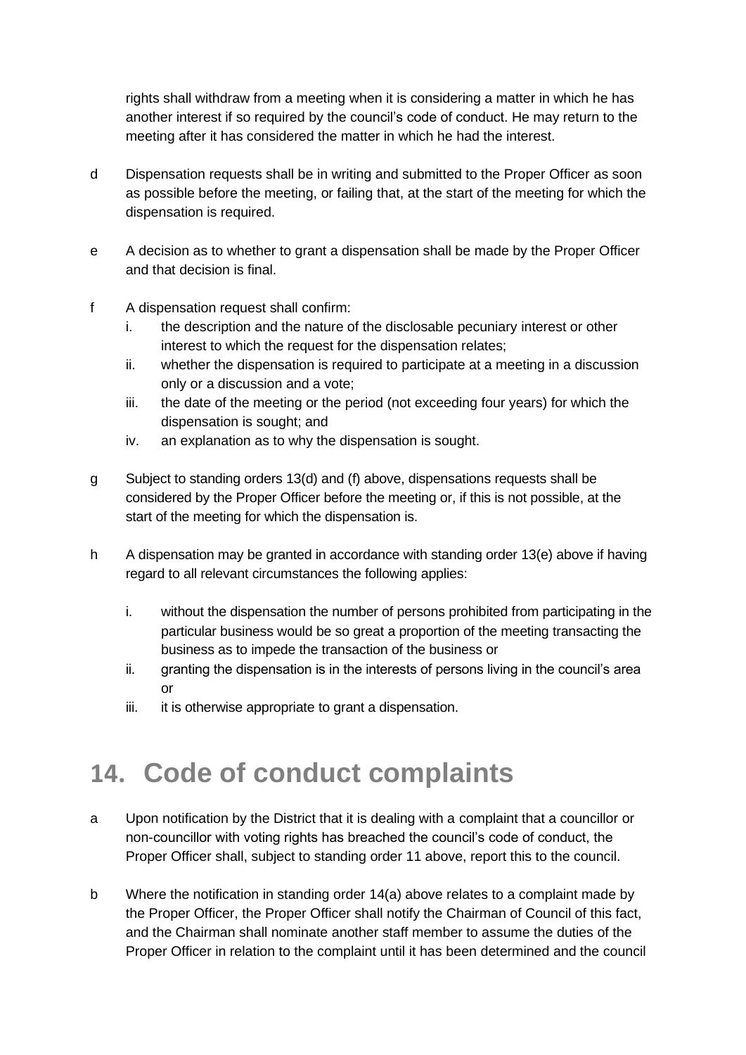rights shall withdraw from a meeting when it is considering a matter in which he has another interest if so required by the council's code of conduct. He may return to the meeting after it has considered the matter in which he had the interest.

d Dispensation requests shall be in writing and submitted to the Proper Officer as soon as possible before the meeting, or failing that, at the start of the meeting for which the dispensation is required.

e A decision as to whether to grant a dispensation shall be made by the Proper Officer and that decision is final.

f A dispensation request shall confirm:

i. the description and the nature of the disclosable pecuniary interest or other interest to which the request for the dispensation relates;
ii. whether the dispensation is required to participate at a meeting in a discussion only or a discussion and a vote;
iii. the date of the meeting or the period (not exceeding four years) for which the dispensation is sought; and
iv. an explanation as to why the dispensation is sought.

g Subject to standing orders 13(d) and (f) above, dispensations requests shall be considered by the Proper Officer before the meeting or, if this is not possible, at the start of the meeting for which the dispensation is.

h A dispensation may be granted in accordance with standing order 13(e) above if having regard to all relevant circumstances the following applies:

i. without the dispensation the number of persons prohibited from participating in the particular business would be so great a proportion of the meeting transacting the business as to impede the transaction of the business or
ii. granting the dispensation is in the interests of persons living in the council's area or
iii. it is otherwise appropriate to grant a dispensation.

# 14. Code of conduct complaints

a Upon notification by the District that it is dealing with a complaint that a councillor or non-councillor with voting rights has breached the council's code of conduct, the Proper Officer shall, subject to standing order 11 above, report this to the council.

b Where the notification in standing order 14(a) above relates to a complaint made by the Proper Officer, the Proper Officer shall notify the Chairman of Council of this fact, and the Chairman shall nominate another staff member to assume the duties of the Proper Officer in relation to the complaint until it has been determined and the council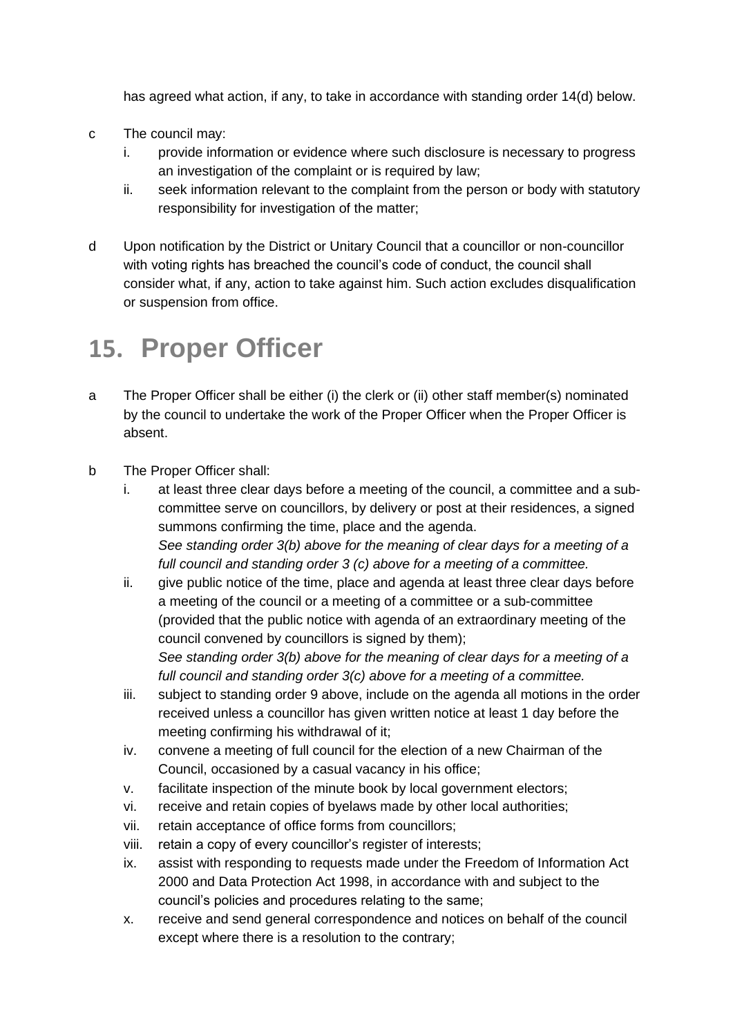has agreed what action, if any, to take in accordance with standing order 14(d) below.

c The council may:
   i. provide information or evidence where such disclosure is necessary to progress an investigation of the complaint or is required by law;
   ii. seek information relevant to the complaint from the person or body with statutory responsibility for investigation of the matter;

d Upon notification by the District or Unitary Council that a councillor or non-councillor with voting rights has breached the council's code of conduct, the council shall consider what, if any, action to take against him. Such action excludes disqualification or suspension from office.

# 15. Proper Officer

a The Proper Officer shall be either (i) the clerk or (ii) other staff member(s) nominated by the council to undertake the work of the Proper Officer when the Proper Officer is absent.

b The Proper Officer shall:
   i. at least three clear days before a meeting of the council, a committee and a sub-committee serve on councillors, by delivery or post at their residences, a signed summons confirming the time, place and the agenda.
   *See standing order 3(b) above for the meaning of clear days for a meeting of a full council and standing order 3 (c) above for a meeting of a committee.*
   ii. give public notice of the time, place and agenda at least three clear days before a meeting of the council or a meeting of a committee or a sub-committee (provided that the public notice with agenda of an extraordinary meeting of the council convened by councillors is signed by them);
   *See standing order 3(b) above for the meaning of clear days for a meeting of a full council and standing order 3(c) above for a meeting of a committee.*
   iii. subject to standing order 9 above, include on the agenda all motions in the order received unless a councillor has given written notice at least 1 day before the meeting confirming his withdrawal of it;
   iv. convene a meeting of full council for the election of a new Chairman of the Council, occasioned by a casual vacancy in his office;
   v. facilitate inspection of the minute book by local government electors;
   vi. receive and retain copies of byelaws made by other local authorities;
   vii. retain acceptance of office forms from councillors;
   viii. retain a copy of every councillor's register of interests;
   ix. assist with responding to requests made under the Freedom of Information Act 2000 and Data Protection Act 1998, in accordance with and subject to the council's policies and procedures relating to the same;
   x. receive and send general correspondence and notices on behalf of the council except where there is a resolution to the contrary;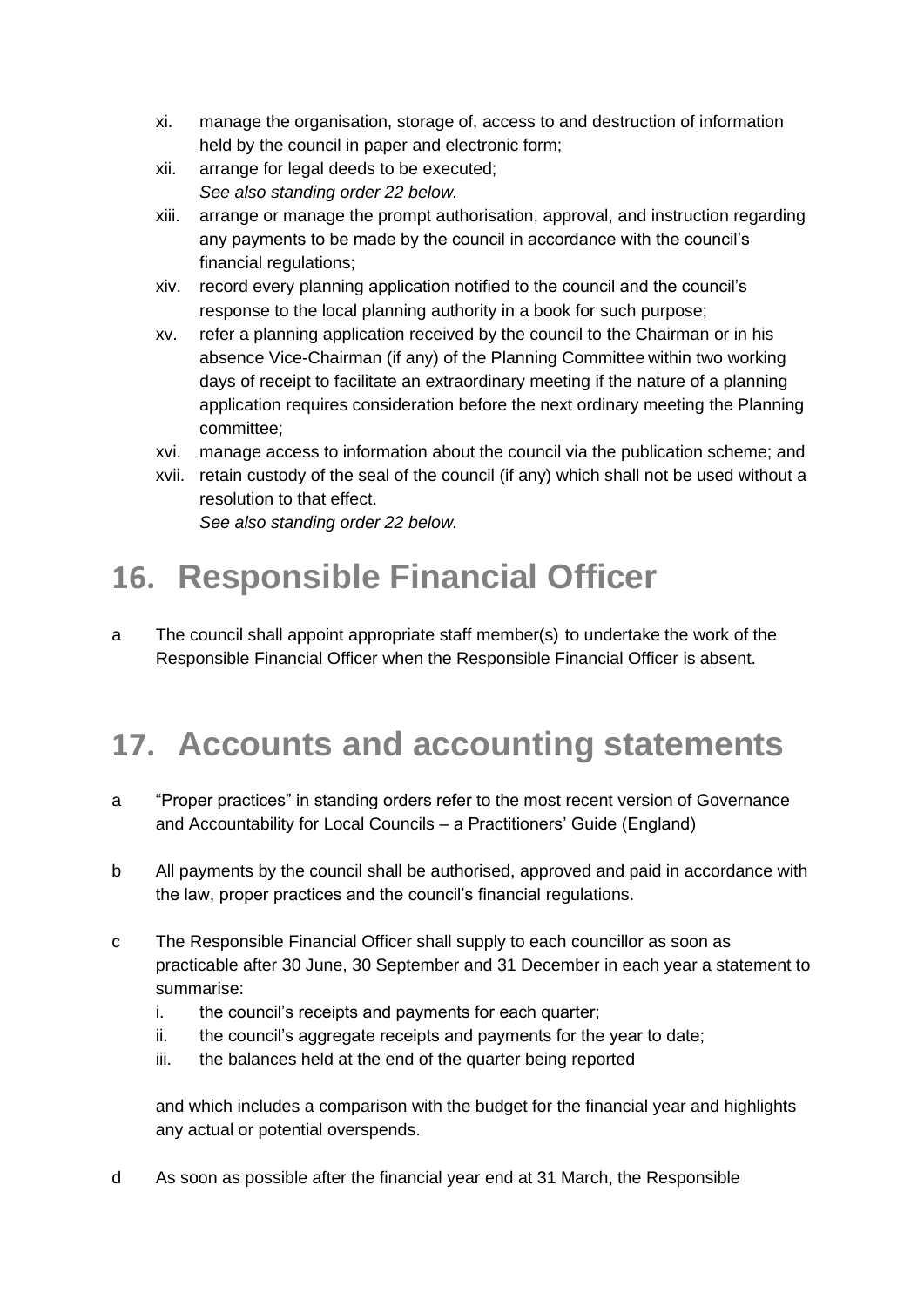xi. manage the organisation, storage of, access to and destruction of information held by the council in paper and electronic form;

xii. arrange for legal deeds to be executed;
*See also standing order 22 below.*

xiii. arrange or manage the prompt authorisation, approval, and instruction regarding any payments to be made by the council in accordance with the council's financial regulations;

xiv. record every planning application notified to the council and the council's response to the local planning authority in a book for such purpose;

xv. refer a planning application received by the council to the Chairman or in his absence Vice-Chairman (if any) of the Planning Committee within two working days of receipt to facilitate an extraordinary meeting if the nature of a planning application requires consideration before the next ordinary meeting the Planning committee;

xvi. manage access to information about the council via the publication scheme; and

xvii. retain custody of the seal of the council (if any) which shall not be used without a resolution to that effect.
*See also standing order 22 below.*

# 16. Responsible Financial Officer

a The council shall appoint appropriate staff member(s) to undertake the work of the Responsible Financial Officer when the Responsible Financial Officer is absent.

# 17. Accounts and accounting statements

a "Proper practices" in standing orders refer to the most recent version of Governance and Accountability for Local Councils – a Practitioners' Guide (England)

b All payments by the council shall be authorised, approved and paid in accordance with the law, proper practices and the council's financial regulations.

c The Responsible Financial Officer shall supply to each councillor as soon as practicable after 30 June, 30 September and 31 December in each year a statement to summarise:

i. the council's receipts and payments for each quarter;
ii. the council's aggregate receipts and payments for the year to date;
iii. the balances held at the end of the quarter being reported

and which includes a comparison with the budget for the financial year and highlights any actual or potential overspends.

d As soon as possible after the financial year end at 31 March, the Responsible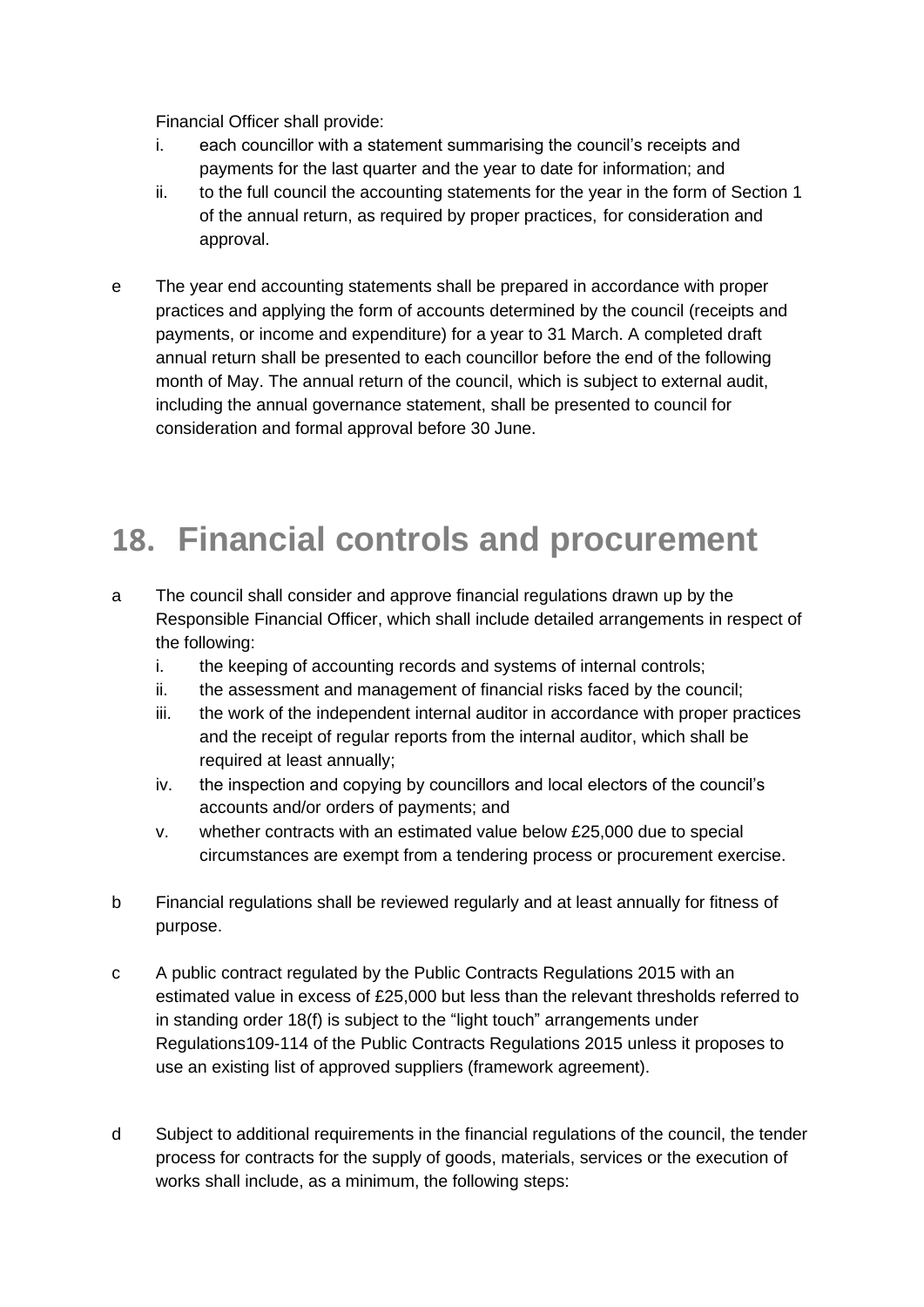Financial Officer shall provide:

i. each councillor with a statement summarising the council's receipts and payments for the last quarter and the year to date for information; and
ii. to the full council the accounting statements for the year in the form of Section 1 of the annual return, as required by proper practices, for consideration and approval.

e The year end accounting statements shall be prepared in accordance with proper practices and applying the form of accounts determined by the council (receipts and payments, or income and expenditure) for a year to 31 March. A completed draft annual return shall be presented to each councillor before the end of the following month of May. The annual return of the council, which is subject to external audit, including the annual governance statement, shall be presented to council for consideration and formal approval before 30 June.

# 18. Financial controls and procurement

a The council shall consider and approve financial regulations drawn up by the Responsible Financial Officer, which shall include detailed arrangements in respect of the following:

i. the keeping of accounting records and systems of internal controls;
ii. the assessment and management of financial risks faced by the council;
iii. the work of the independent internal auditor in accordance with proper practices and the receipt of regular reports from the internal auditor, which shall be required at least annually;
iv. the inspection and copying by councillors and local electors of the council's accounts and/or orders of payments; and
v. whether contracts with an estimated value below £25,000 due to special circumstances are exempt from a tendering process or procurement exercise.

b Financial regulations shall be reviewed regularly and at least annually for fitness of purpose.

c A public contract regulated by the Public Contracts Regulations 2015 with an estimated value in excess of £25,000 but less than the relevant thresholds referred to in standing order 18(f) is subject to the "light touch" arrangements under Regulations109-114 of the Public Contracts Regulations 2015 unless it proposes to use an existing list of approved suppliers (framework agreement).

d Subject to additional requirements in the financial regulations of the council, the tender process for contracts for the supply of goods, materials, services or the execution of works shall include, as a minimum, the following steps: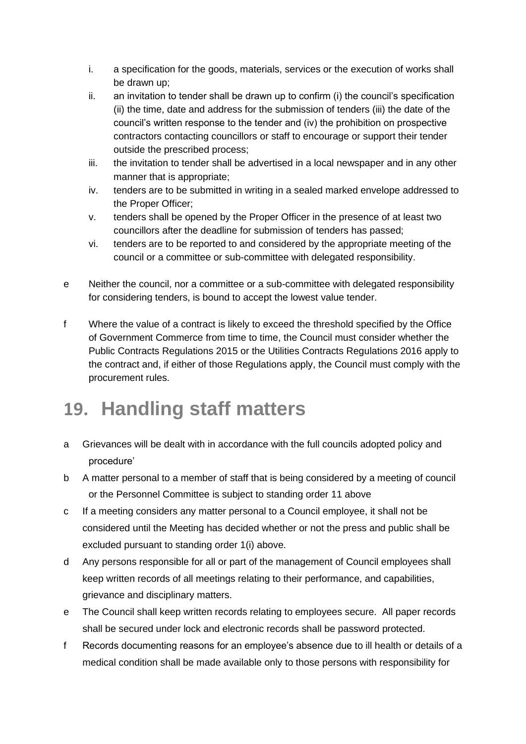i. a specification for the goods, materials, services or the execution of works shall be drawn up;
ii. an invitation to tender shall be drawn up to confirm (i) the council's specification (ii) the time, date and address for the submission of tenders (iii) the date of the council's written response to the tender and (iv) the prohibition on prospective contractors contacting councillors or staff to encourage or support their tender outside the prescribed process;
iii. the invitation to tender shall be advertised in a local newspaper and in any other manner that is appropriate;
iv. tenders are to be submitted in writing in a sealed marked envelope addressed to the Proper Officer;
v. tenders shall be opened by the Proper Officer in the presence of at least two councillors after the deadline for submission of tenders has passed;
vi. tenders are to be reported to and considered by the appropriate meeting of the council or a committee or sub-committee with delegated responsibility.

e Neither the council, nor a committee or a sub-committee with delegated responsibility for considering tenders, is bound to accept the lowest value tender.

f Where the value of a contract is likely to exceed the threshold specified by the Office of Government Commerce from time to time, the Council must consider whether the Public Contracts Regulations 2015 or the Utilities Contracts Regulations 2016 apply to the contract and, if either of those Regulations apply, the Council must comply with the procurement rules.

# 19. Handling staff matters

a Grievances will be dealt with in accordance with the full councils adopted policy and procedure'

b A matter personal to a member of staff that is being considered by a meeting of council or the Personnel Committee is subject to standing order 11 above

c If a meeting considers any matter personal to a Council employee, it shall not be considered until the Meeting has decided whether or not the press and public shall be excluded pursuant to standing order 1(i) above.

d Any persons responsible for all or part of the management of Council employees shall keep written records of all meetings relating to their performance, and capabilities, grievance and disciplinary matters.

e The Council shall keep written records relating to employees secure. All paper records shall be secured under lock and electronic records shall be password protected.

f Records documenting reasons for an employee's absence due to ill health or details of a medical condition shall be made available only to those persons with responsibility for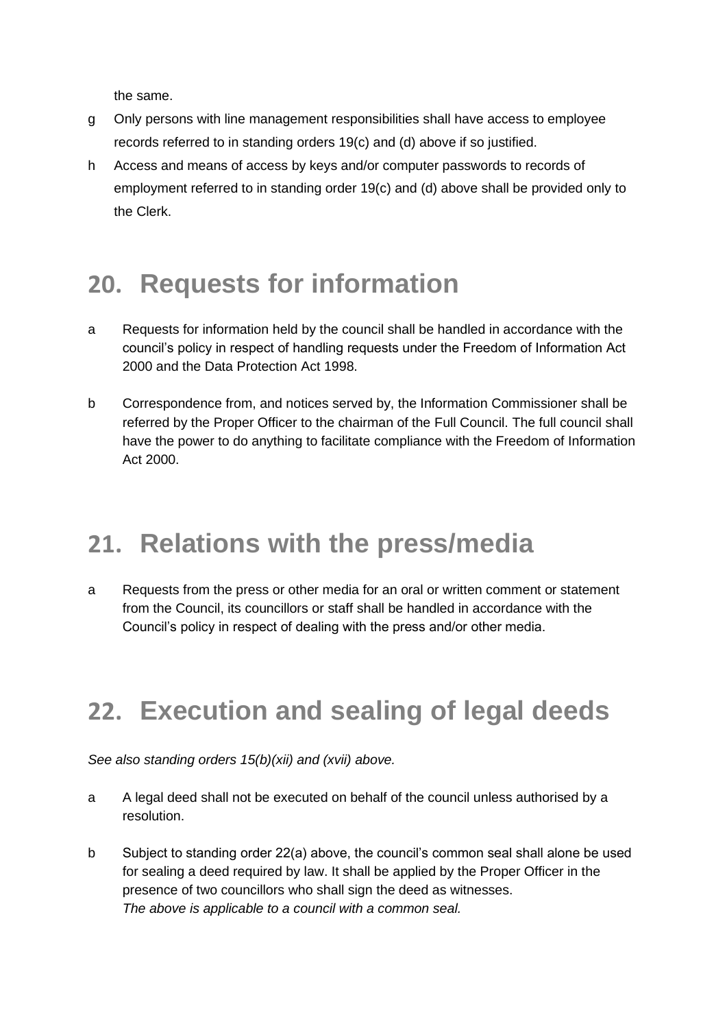the same.

g Only persons with line management responsibilities shall have access to employee records referred to in standing orders 19(c) and (d) above if so justified.

h Access and means of access by keys and/or computer passwords to records of employment referred to in standing order 19(c) and (d) above shall be provided only to the Clerk.

## 20. Requests for information

a Requests for information held by the council shall be handled in accordance with the council's policy in respect of handling requests under the Freedom of Information Act 2000 and the Data Protection Act 1998.

b Correspondence from, and notices served by, the Information Commissioner shall be referred by the Proper Officer to the chairman of the Full Council. The full council shall have the power to do anything to facilitate compliance with the Freedom of Information Act 2000.

## 21. Relations with the press/media

a Requests from the press or other media for an oral or written comment or statement from the Council, its councillors or staff shall be handled in accordance with the Council's policy in respect of dealing with the press and/or other media.

## 22. Execution and sealing of legal deeds

*See also standing orders 15(b)(xii) and (xvii) above.*

a A legal deed shall not be executed on behalf of the council unless authorised by a resolution.

b Subject to standing order 22(a) above, the council's common seal shall alone be used for sealing a deed required by law. It shall be applied by the Proper Officer in the presence of two councillors who shall sign the deed as witnesses.
*The above is applicable to a council with a common seal.*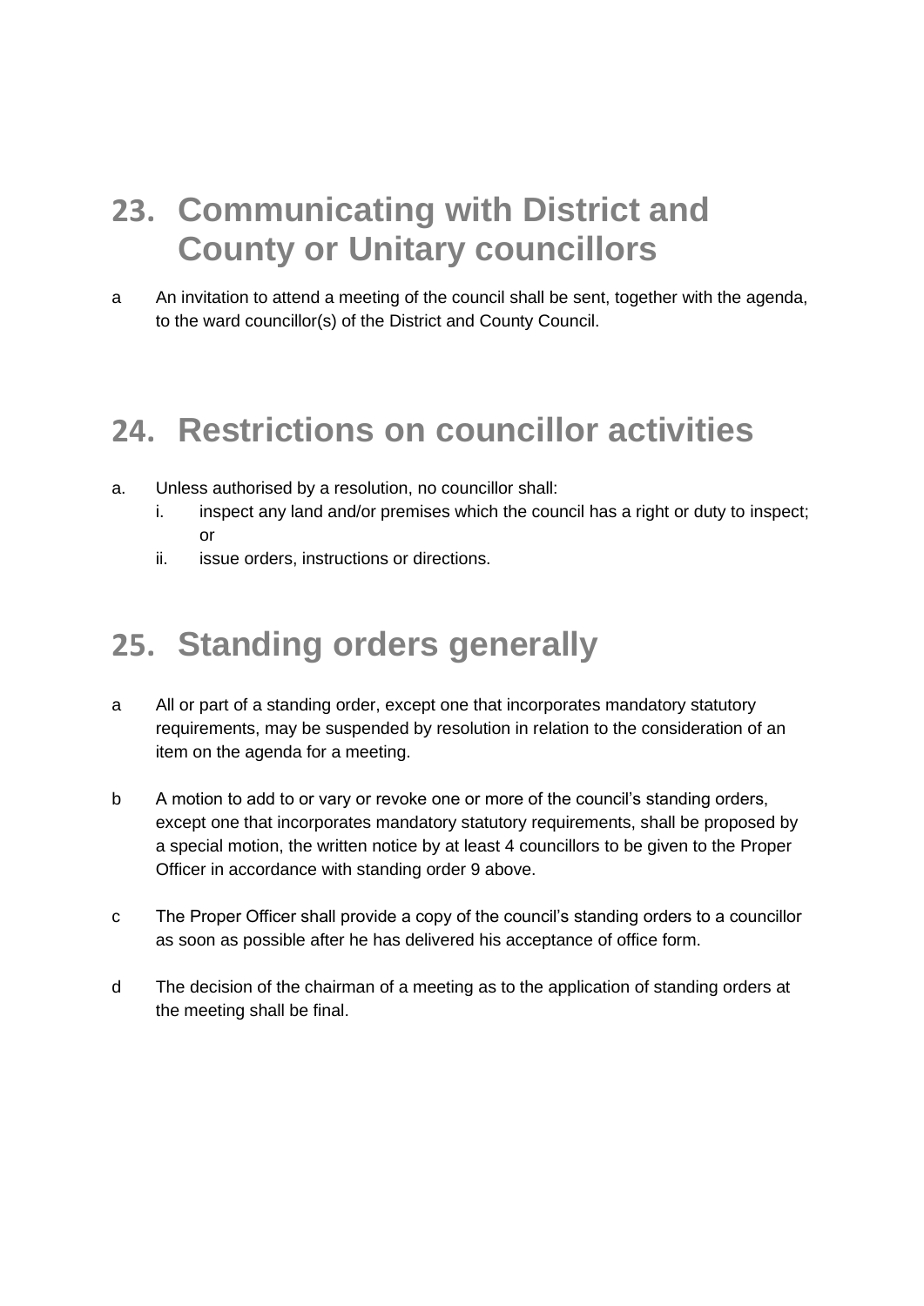## 23. Communicating with District and County or Unitary councillors

a An invitation to attend a meeting of the council shall be sent, together with the agenda, to the ward councillor(s) of the District and County Council.

## 24. Restrictions on councillor activities

a. Unless authorised by a resolution, no councillor shall:
   i. inspect any land and/or premises which the council has a right or duty to inspect; or
   ii. issue orders, instructions or directions.

## 25. Standing orders generally

a All or part of a standing order, except one that incorporates mandatory statutory requirements, may be suspended by resolution in relation to the consideration of an item on the agenda for a meeting.

b A motion to add to or vary or revoke one or more of the council's standing orders, except one that incorporates mandatory statutory requirements, shall be proposed by a special motion, the written notice by at least 4 councillors to be given to the Proper Officer in accordance with standing order 9 above.

c The Proper Officer shall provide a copy of the council's standing orders to a councillor as soon as possible after he has delivered his acceptance of office form.

d The decision of the chairman of a meeting as to the application of standing orders at the meeting shall be final.